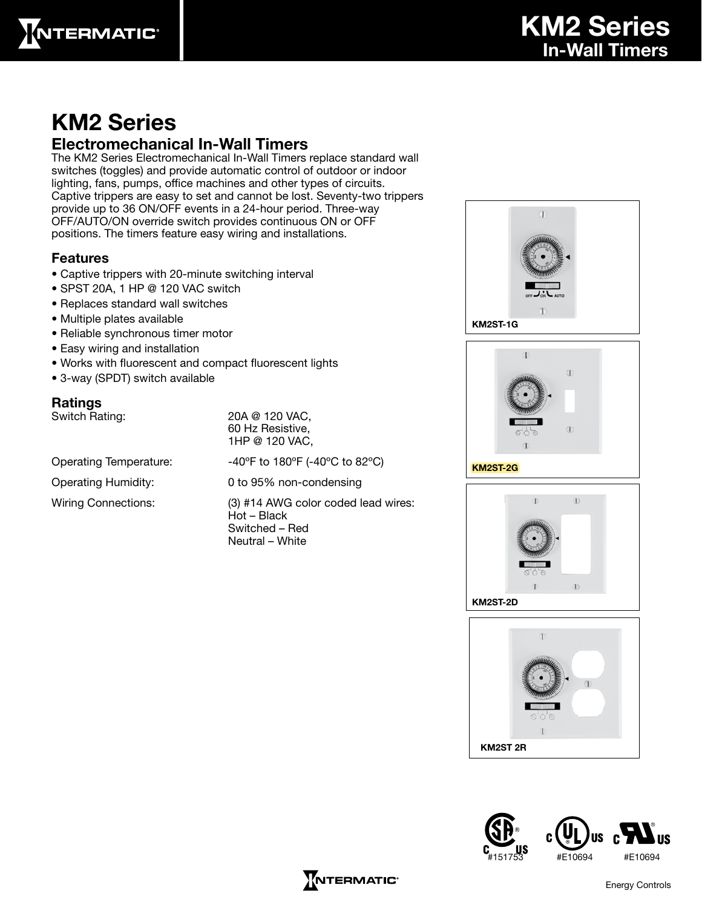# KM2 Series

## Electromechanical In-Wall Timers

The KM2 Series Electromechanical In-Wall Timers replace standard wall switches (toggles) and provide automatic control of outdoor or indoor lighting, fans, pumps, office machines and other types of circuits. Captive trippers are easy to set and cannot be lost. Seventy-two trippers provide up to 36 ON/OFF events in a 24-hour period. Three-way OFF/AUTO/ON override switch provides continuous ON or OFF positions. The timers feature easy wiring and installations.

### Features

- Captive trippers with 20-minute switching interval
- SPST 20A, 1 HP @ 120 VAC switch
- Replaces standard wall switches
- Multiple plates available
- Reliable synchronous timer motor
- Easy wiring and installation
- Works with fluorescent and compact fluorescent lights
- 3-way (SPDT) switch available

### Ratings

| | |
|---|---|
| Switch Rating: | 20A @ 120 VAC,<br>60 Hz Resistive,<br>1HP @ 120 VAC, |
| Operating Temperature: | -40ºF to 180ºF (-40ºC to 82ºC) |
| Operating Humidity: | 0 to 95% non-condensing |
| Wiring Connections: | (3) #14 AWG color coded lead wires:<br>Hot – Black<br>Switched – Red<br>Neutral – White |

KM2ST-1G

KM2ST-2G

KM2ST-2D

KM2ST 2R

#151753 #E10694 #E10694

Energy Controls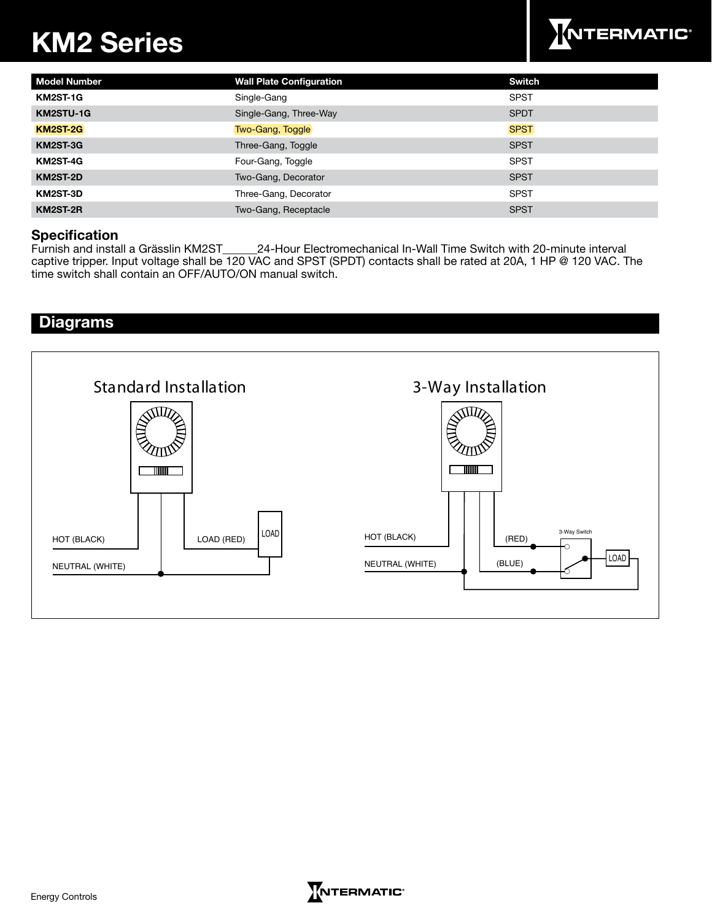# KM2 Series

| Model Number | Wall Plate Configuration | Switch |
|---|---|---|
| KM2ST-1G | Single-Gang | SPST |
| KM2STU-1G | Single-Gang, Three-Way | SPDT |
| KM2ST-2G | Two-Gang, Toggle | SPST |
| KM2ST-3G | Three-Gang, Toggle | SPST |
| KM2ST-4G | Four-Gang, Toggle | SPST |
| KM2ST-2D | Two-Gang, Decorator | SPST |
| KM2ST-3D | Three-Gang, Decorator | SPST |
| KM2ST-2R | Two-Gang, Receptacle | SPST |

## Specification

Furnish and install a Grässlin KM2ST______24-Hour Electromechanical In-Wall Time Switch with 20-minute interval captive tripper. Input voltage shall be 120 VAC and SPST (SPDT) contacts shall be rated at 20A, 1 HP @ 120 VAC. The time switch shall contain an OFF/AUTO/ON manual switch.

## Diagrams

Standard Installation

HOT (BLACK)

LOAD (RED)

LOAD

NEUTRAL (WHITE)

3-Way Installation

HOT (BLACK)

(RED)

3-Way Switch

LOAD

NEUTRAL (WHITE)

(BLUE)

Energy Controls